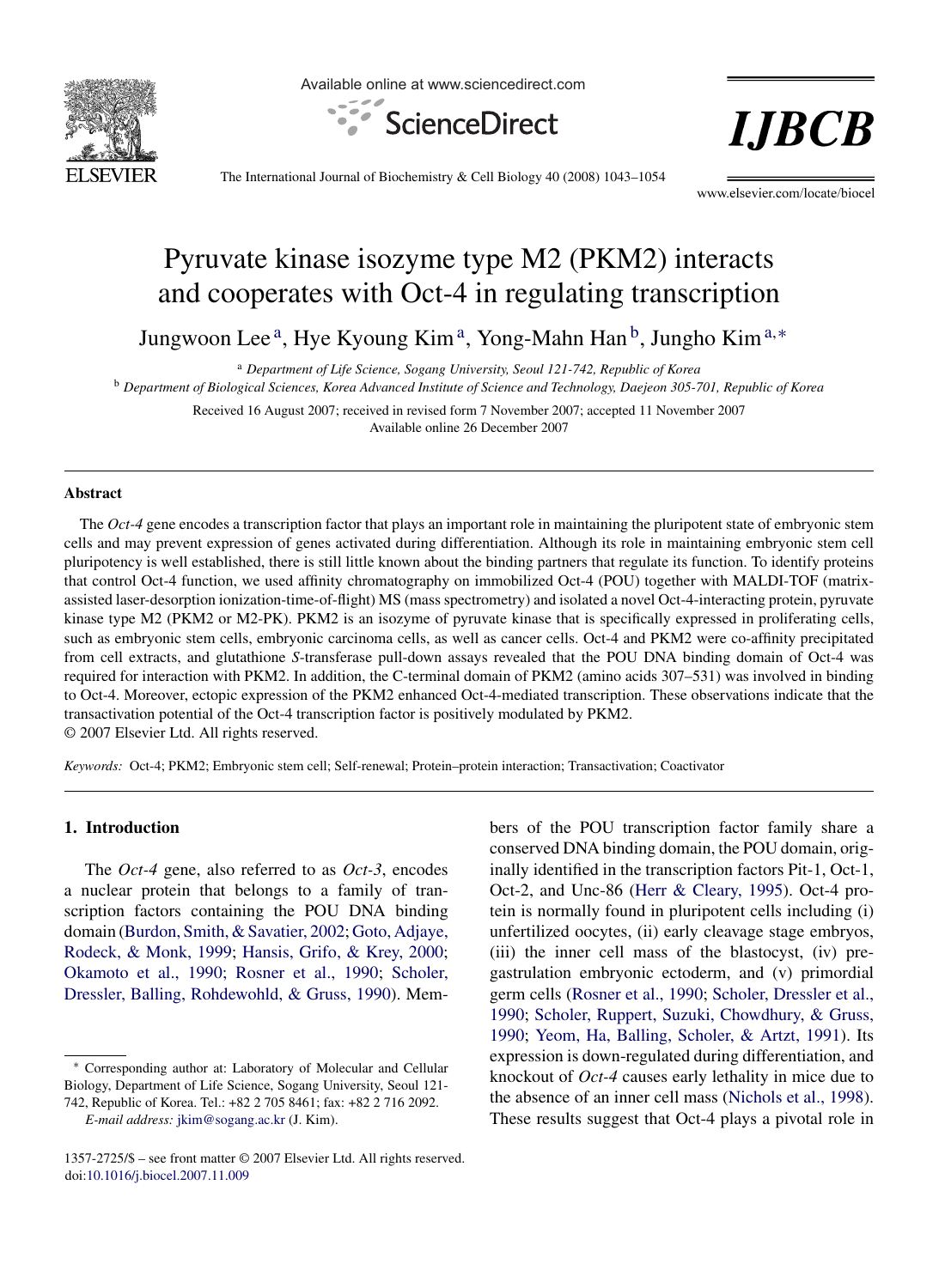# Pyruvate kinase isozyme type M2 (PKM2) interacts and cooperates with Oct-4 in regulating transcription

Jungwoon Lee[a], Hye Kyoung Kim[a], Yong-Mahn Han[b], Jungho Kim[a,*]

[a] *Department of Life Science, Sogang University, Seoul 121-742, Republic of Korea*

[b] *Department of Biological Sciences, Korea Advanced Institute of Science and Technology, Daejeon 305-701, Republic of Korea*

Received 16 August 2007; received in revised form 7 November 2007; accepted 11 November 2007
Available online 26 December 2007

## Abstract

The *Oct-4* gene encodes a transcription factor that plays an important role in maintaining the pluripotent state of embryonic stem cells and may prevent expression of genes activated during differentiation. Although its role in maintaining embryonic stem cell pluripotency is well established, there is still little known about the binding partners that regulate its function. To identify proteins that control Oct-4 function, we used affinity chromatography on immobilized Oct-4 (POU) together with MALDI-TOF (matrix-assisted laser-desorption ionization-time-of-flight) MS (mass spectrometry) and isolated a novel Oct-4-interacting protein, pyruvate kinase type M2 (PKM2 or M2-PK). PKM2 is an isozyme of pyruvate kinase that is specifically expressed in proliferating cells, such as embryonic stem cells, embryonic carcinoma cells, as well as cancer cells. Oct-4 and PKM2 were co-affinity precipitated from cell extracts, and glutathione *S*-transferase pull-down assays revealed that the POU DNA binding domain of Oct-4 was required for interaction with PKM2. In addition, the C-terminal domain of PKM2 (amino acids 307–531) was involved in binding to Oct-4. Moreover, ectopic expression of the PKM2 enhanced Oct-4-mediated transcription. These observations indicate that the transactivation potential of the Oct-4 transcription factor is positively modulated by PKM2.
© 2007 Elsevier Ltd. All rights reserved.

*Keywords:* Oct-4; PKM2; Embryonic stem cell; Self-renewal; Protein–protein interaction; Transactivation; Coactivator

## 1. Introduction

The *Oct-4* gene, also referred to as *Oct-3*, encodes a nuclear protein that belongs to a family of transcription factors containing the POU DNA binding domain (Burdon, Smith, & Savatier, 2002; Goto, Adjaye, Rodeck, & Monk, 1999; Hansis, Grifo, & Krey, 2000; Okamoto et al., 1990; Rosner et al., 1990; Scholer, Dressler, Balling, Rohdewohld, & Gruss, 1990). Members of the POU transcription factor family share a conserved DNA binding domain, the POU domain, originally identified in the transcription factors Pit-1, Oct-1, Oct-2, and Unc-86 (Herr & Cleary, 1995). Oct-4 protein is normally found in pluripotent cells including (i) unfertilized oocytes, (ii) early cleavage stage embryos, (iii) the inner cell mass of the blastocyst, (iv) pre-gastrulation embryonic ectoderm, and (v) primordial germ cells (Rosner et al., 1990; Scholer, Dressler et al., 1990; Scholer, Ruppert, Suzuki, Chowdhury, & Gruss, 1990; Yeom, Ha, Balling, Scholer, & Artzt, 1991). Its expression is down-regulated during differentiation, and knockout of *Oct-4* causes early lethality in mice due to the absence of an inner cell mass (Nichols et al., 1998). These results suggest that Oct-4 plays a pivotal role in

* Corresponding author at: Laboratory of Molecular and Cellular Biology, Department of Life Science, Sogang University, Seoul 121-742, Republic of Korea. Tel.: +82 2 705 8461; fax: +82 2 716 2092.
*E-mail address:* jkim@sogang.ac.kr (J. Kim).

1357-2725/$ – see front matter © 2007 Elsevier Ltd. All rights reserved.
doi:10.1016/j.biocel.2007.11.009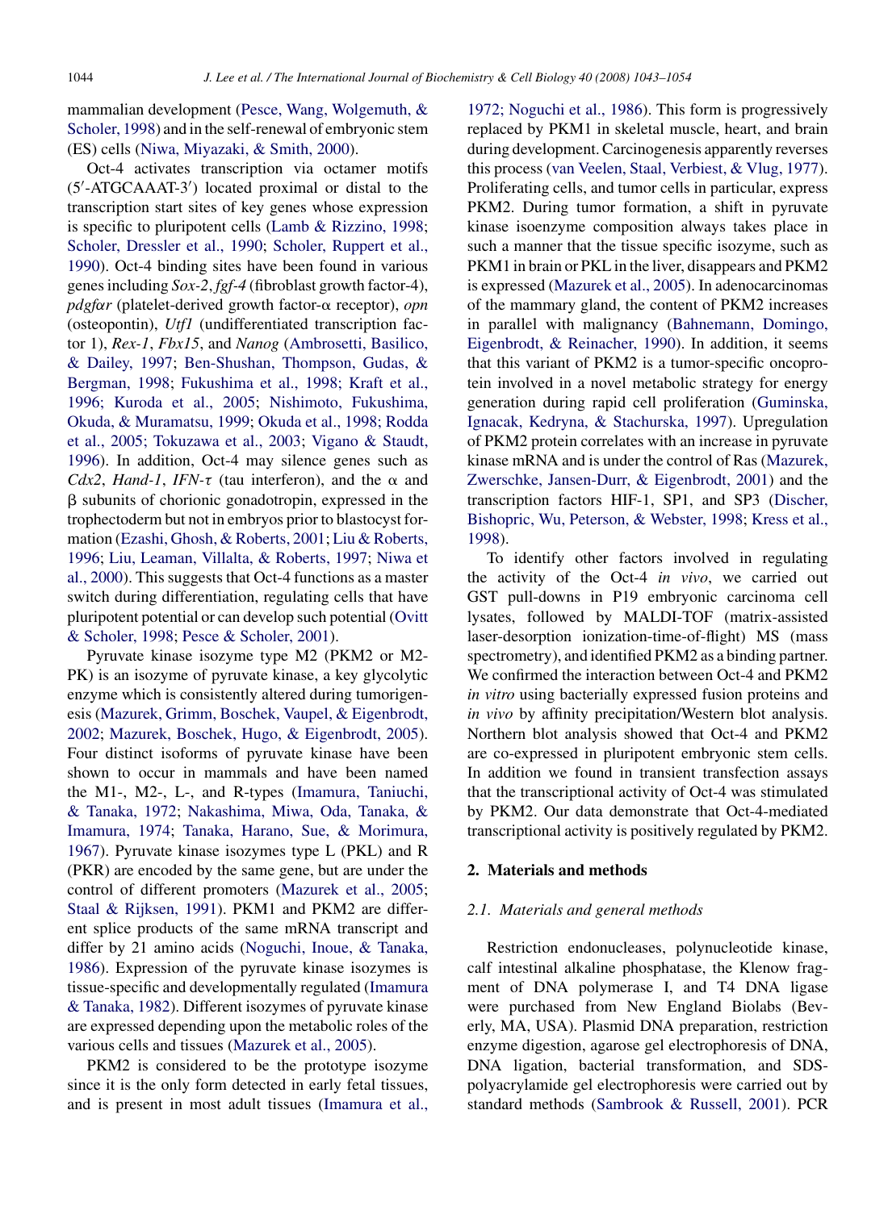mammalian development (Pesce, Wang, Wolgemuth, & Scholer, 1998) and in the self-renewal of embryonic stem (ES) cells (Niwa, Miyazaki, & Smith, 2000).

Oct-4 activates transcription via octamer motifs (5′-ATGCAAAT-3′) located proximal or distal to the transcription start sites of key genes whose expression is specific to pluripotent cells (Lamb & Rizzino, 1998; Scholer, Dressler et al., 1990; Scholer, Ruppert et al., 1990). Oct-4 binding sites have been found in various genes including *Sox-2*, *fgf-4* (fibroblast growth factor-4), *pdgfαr* (platelet-derived growth factor-α receptor), *opn* (osteopontin), *Utf1* (undifferentiated transcription factor 1), *Rex-1*, *Fbx15*, and *Nanog* (Ambrosetti, Basilico, & Dailey, 1997; Ben-Shushan, Thompson, Gudas, & Bergman, 1998; Fukushima et al., 1998; Kraft et al., 1996; Kuroda et al., 2005; Nishimoto, Fukushima, Okuda, & Muramatsu, 1999; Okuda et al., 1998; Rodda et al., 2005; Tokuzawa et al., 2003; Vigano & Staudt, 1996). In addition, Oct-4 may silence genes such as *Cdx2*, *Hand-1*, *IFN-τ* (tau interferon), and the α and β subunits of chorionic gonadotropin, expressed in the trophectoderm but not in embryos prior to blastocyst formation (Ezashi, Ghosh, & Roberts, 2001; Liu & Roberts, 1996; Liu, Leaman, Villalta, & Roberts, 1997; Niwa et al., 2000). This suggests that Oct-4 functions as a master switch during differentiation, regulating cells that have pluripotent potential or can develop such potential (Ovitt & Scholer, 1998; Pesce & Scholer, 2001).

Pyruvate kinase isozyme type M2 (PKM2 or M2-PK) is an isozyme of pyruvate kinase, a key glycolytic enzyme which is consistently altered during tumorigenesis (Mazurek, Grimm, Boschek, Vaupel, & Eigenbrodt, 2002; Mazurek, Boschek, Hugo, & Eigenbrodt, 2005). Four distinct isoforms of pyruvate kinase have been shown to occur in mammals and have been named the M1-, M2-, L-, and R-types (Imamura, Taniuchi, & Tanaka, 1972; Nakashima, Miwa, Oda, Tanaka, & Imamura, 1974; Tanaka, Harano, Sue, & Morimura, 1967). Pyruvate kinase isozymes type L (PKL) and R (PKR) are encoded by the same gene, but are under the control of different promoters (Mazurek et al., 2005; Staal & Rijksen, 1991). PKM1 and PKM2 are different splice products of the same mRNA transcript and differ by 21 amino acids (Noguchi, Inoue, & Tanaka, 1986). Expression of the pyruvate kinase isozymes is tissue-specific and developmentally regulated (Imamura & Tanaka, 1982). Different isozymes of pyruvate kinase are expressed depending upon the metabolic roles of the various cells and tissues (Mazurek et al., 2005).

PKM2 is considered to be the prototype isozyme since it is the only form detected in early fetal tissues, and is present in most adult tissues (Imamura et al., 1972; Noguchi et al., 1986). This form is progressively replaced by PKM1 in skeletal muscle, heart, and brain during development. Carcinogenesis apparently reverses this process (van Veelen, Staal, Verbiest, & Vlug, 1977). Proliferating cells, and tumor cells in particular, express PKM2. During tumor formation, a shift in pyruvate kinase isoenzyme composition always takes place in such a manner that the tissue specific isozyme, such as PKM1 in brain or PKL in the liver, disappears and PKM2 is expressed (Mazurek et al., 2005). In adenocarcinomas of the mammary gland, the content of PKM2 increases in parallel with malignancy (Bahnemann, Domingo, Eigenbrodt, & Reinacher, 1990). In addition, it seems that this variant of PKM2 is a tumor-specific oncoprotein involved in a novel metabolic strategy for energy generation during rapid cell proliferation (Guminska, Ignacak, Kedryna, & Stachurska, 1997). Upregulation of PKM2 protein correlates with an increase in pyruvate kinase mRNA and is under the control of Ras (Mazurek, Zwerschke, Jansen-Durr, & Eigenbrodt, 2001) and the transcription factors HIF-1, SP1, and SP3 (Discher, Bishopric, Wu, Peterson, & Webster, 1998; Kress et al., 1998).

To identify other factors involved in regulating the activity of the Oct-4 *in vivo*, we carried out GST pull-downs in P19 embryonic carcinoma cell lysates, followed by MALDI-TOF (matrix-assisted laser-desorption ionization-time-of-flight) MS (mass spectrometry), and identified PKM2 as a binding partner. We confirmed the interaction between Oct-4 and PKM2 *in vitro* using bacterially expressed fusion proteins and *in vivo* by affinity precipitation/Western blot analysis. Northern blot analysis showed that Oct-4 and PKM2 are co-expressed in pluripotent embryonic stem cells. In addition we found in transient transfection assays that the transcriptional activity of Oct-4 was stimulated by PKM2. Our data demonstrate that Oct-4-mediated transcriptional activity is positively regulated by PKM2.

## 2. Materials and methods

### 2.1. Materials and general methods

Restriction endonucleases, polynucleotide kinase, calf intestinal alkaline phosphatase, the Klenow fragment of DNA polymerase I, and T4 DNA ligase were purchased from New England Biolabs (Beverly, MA, USA). Plasmid DNA preparation, restriction enzyme digestion, agarose gel electrophoresis of DNA, DNA ligation, bacterial transformation, and SDS-polyacrylamide gel electrophoresis were carried out by standard methods (Sambrook & Russell, 2001). PCR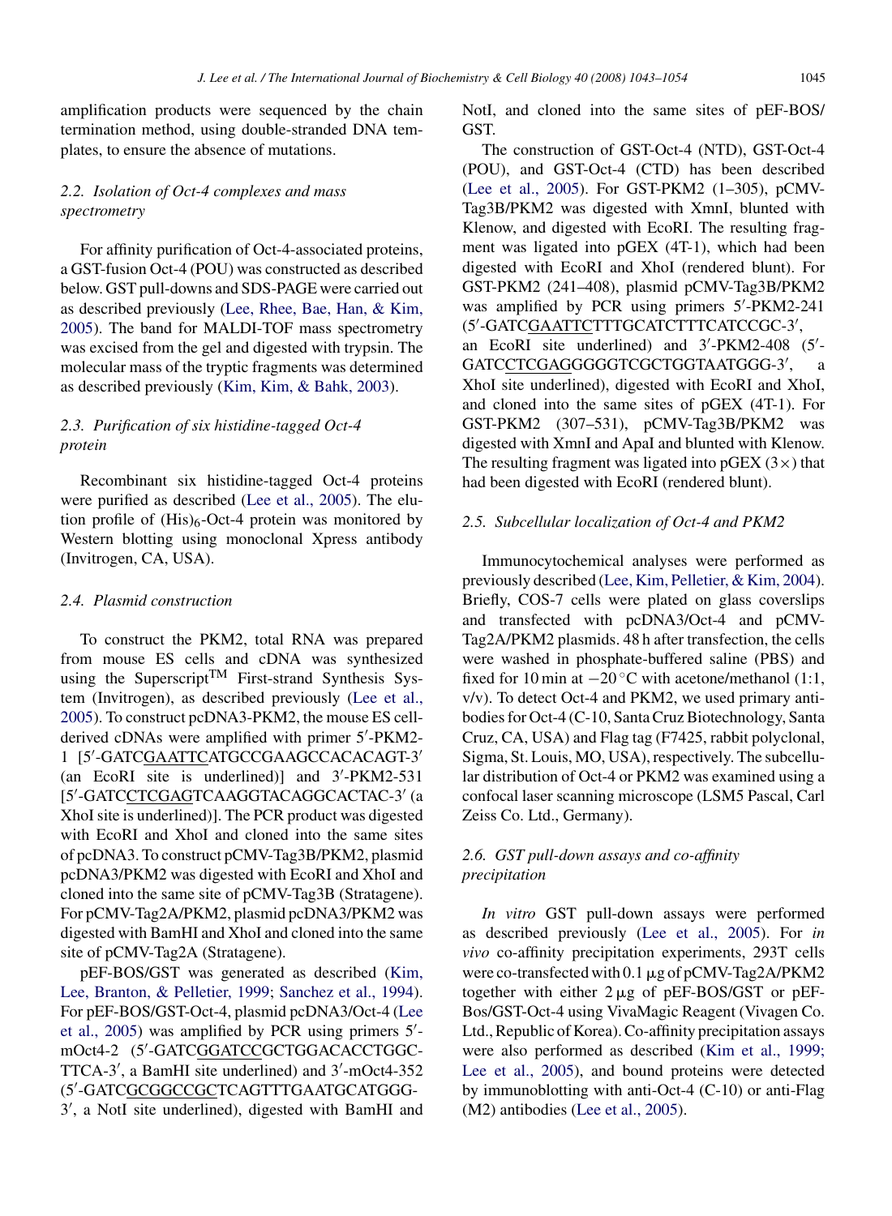amplification products were sequenced by the chain termination method, using double-stranded DNA templates, to ensure the absence of mutations.

### 2.2. Isolation of Oct-4 complexes and mass spectrometry

For affinity purification of Oct-4-associated proteins, a GST-fusion Oct-4 (POU) was constructed as described below. GST pull-downs and SDS-PAGE were carried out as described previously (Lee, Rhee, Bae, Han, & Kim, 2005). The band for MALDI-TOF mass spectrometry was excised from the gel and digested with trypsin. The molecular mass of the tryptic fragments was determined as described previously (Kim, Kim, & Bahk, 2003).

### 2.3. Purification of six histidine-tagged Oct-4 protein

Recombinant six histidine-tagged Oct-4 proteins were purified as described (Lee et al., 2005). The elution profile of $(His)_6$-Oct-4 protein was monitored by Western blotting using monoclonal Xpress antibody (Invitrogen, CA, USA).

### 2.4. Plasmid construction

To construct the PKM2, total RNA was prepared from mouse ES cells and cDNA was synthesized using the Superscript$^{TM}$ First-strand Synthesis System (Invitrogen), as described previously (Lee et al., 2005). To construct pcDNA3-PKM2, the mouse ES cell-derived cDNAs were amplified with primer 5′-PKM2-1 [5′-GATCGAATTCATGCCGAAGCCACACAGT-3′ (an EcoRI site underlined)] and 3′-PKM2-531 [5′-GATCCTCGAGTCAAGGTACAGGCACTAC-3′ (a XhoI site is underlined)]. The PCR product was digested with EcoRI and XhoI and cloned into the same sites of pcDNA3. To construct pCMV-Tag3B/PKM2, plasmid pcDNA3/PKM2 was digested with EcoRI and XhoI and cloned into the same site of pCMV-Tag3B (Stratagene). For pCMV-Tag2A/PKM2, plasmid pcDNA3/PKM2 was digested with BamHI and XhoI and cloned into the same site of pCMV-Tag2A (Stratagene).

pEF-BOS/GST was generated as described (Kim, Lee, Branton, & Pelletier, 1999; Sanchez et al., 1994). For pEF-BOS/GST-Oct-4, plasmid pcDNA3/Oct-4 (Lee et al., 2005) was amplified by PCR using primers 5′-mOct4-2 (5′-GATCGGATCCGCTGGACACCTGGCTTCA-3′, a BamHI site underlined) and 3′-mOct4-352 (5′-GATCGCGGCCGCTCAGTTTGAATGCATGGG-3′, a NotI site underlined), digested with BamHI and NotI, and cloned into the same sites of pEF-BOS/GST.

The construction of GST-Oct-4 (NTD), GST-Oct-4 (POU), and GST-Oct-4 (CTD) has been described (Lee et al., 2005). For GST-PKM2 (1–305), pCMV-Tag3B/PKM2 was digested with XmnI, blunted with Klenow, and digested with EcoRI. The resulting fragment was ligated into pGEX (4T-1), which had been digested with EcoRI and XhoI (rendered blunt). For GST-PKM2 (241–408), plasmid pCMV-Tag3B/PKM2 was amplified by PCR using primers 5′-PKM2-241 (5′-GATCGAATTCTTTGCATCTTTCATCCGC-3′, an EcoRI site underlined) and 3′-PKM2-408 (5′-GATCCTCGAGGGGGTCGCTGGTAATGGG-3′, a XhoI site underlined), digested with EcoRI and XhoI, and cloned into the same sites of pGEX (4T-1). For GST-PKM2 (307–531), pCMV-Tag3B/PKM2 was digested with XmnI and ApaI and blunted with Klenow. The resulting fragment was ligated into pGEX (3×) that had been digested with EcoRI (rendered blunt).

### 2.5. Subcellular localization of Oct-4 and PKM2

Immunocytochemical analyses were performed as previously described (Lee, Kim, Pelletier, & Kim, 2004). Briefly, COS-7 cells were plated on glass coverslips and transfected with pcDNA3/Oct-4 and pCMV-Tag2A/PKM2 plasmids. 48 h after transfection, the cells were washed in phosphate-buffered saline (PBS) and fixed for 10 min at −20 °C with acetone/methanol (1:1, v/v). To detect Oct-4 and PKM2, we used primary antibodies for Oct-4 (C-10, Santa Cruz Biotechnology, Santa Cruz, CA, USA) and Flag tag (F7425, rabbit polyclonal, Sigma, St. Louis, MO, USA), respectively. The subcellular distribution of Oct-4 or PKM2 was examined using a confocal laser scanning microscope (LSM5 Pascal, Carl Zeiss Co. Ltd., Germany).

### 2.6. GST pull-down assays and co-affinity precipitation

*In vitro* GST pull-down assays were performed as described previously (Lee et al., 2005). For *in vivo* co-affinity precipitation experiments, 293T cells were co-transfected with 0.1 μg of pCMV-Tag2A/PKM2 together with either 2 μg of pEF-BOS/GST or pEF-Bos/GST-Oct-4 using VivaMagic Reagent (Vivagen Co. Ltd., Republic of Korea). Co-affinity precipitation assays were also performed as described (Kim et al., 1999; Lee et al., 2005), and bound proteins were detected by immunoblotting with anti-Oct-4 (C-10) or anti-Flag (M2) antibodies (Lee et al., 2005).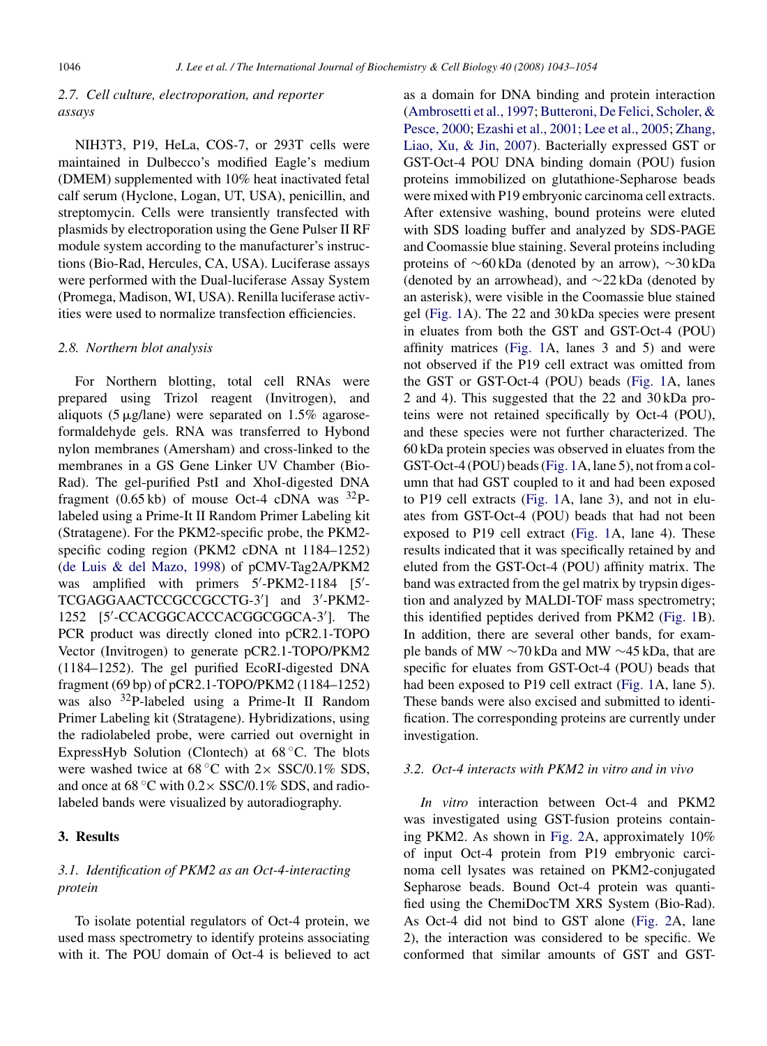### 2.7. Cell culture, electroporation, and reporter assays

NIH3T3, P19, HeLa, COS-7, or 293T cells were maintained in Dulbecco's modified Eagle's medium (DMEM) supplemented with 10% heat inactivated fetal calf serum (Hyclone, Logan, UT, USA), penicillin, and streptomycin. Cells were transiently transfected with plasmids by electroporation using the Gene Pulser II RF module system according to the manufacturer's instructions (Bio-Rad, Hercules, CA, USA). Luciferase assays were performed with the Dual-luciferase Assay System (Promega, Madison, WI, USA). Renilla luciferase activities were used to normalize transfection efficiencies.

### 2.8. Northern blot analysis

For Northern blotting, total cell RNAs were prepared using Trizol reagent (Invitrogen), and aliquots (5 μg/lane) were separated on 1.5% agarose-formaldehyde gels. RNA was transferred to Hybond nylon membranes (Amersham) and cross-linked to the membranes in a GS Gene Linker UV Chamber (Bio-Rad). The gel-purified PstI and XhoI-digested DNA fragment (0.65 kb) of mouse Oct-4 cDNA was $^{32}$P-labeled using a Prime-It II Random Primer Labeling kit (Stratagene). For the PKM2-specific probe, the PKM2-specific coding region (PKM2 cDNA nt 1184–1252) (de Luis & del Mazo, 1998) of pCMV-Tag2A/PKM2 was amplified with primers 5′-PKM2-1184 [5′-TCGAGGAACTCCGCCGCCTG-3′] and 3′-PKM2-1252 [5′-CCACGGCACCCACGGCGGCA-3′]. The PCR product was directly cloned into pCR2.1-TOPO Vector (Invitrogen) to generate pCR2.1-TOPO/PKM2 (1184–1252). The gel purified EcoRI-digested DNA fragment (69 bp) of pCR2.1-TOPO/PKM2 (1184–1252) was also $^{32}$P-labeled using a Prime-It II Random Primer Labeling kit (Stratagene). Hybridizations, using the radiolabeled probe, were carried out overnight in ExpressHyb Solution (Clontech) at 68 °C. The blots were washed twice at 68 °C with 2× SSC/0.1% SDS, and once at 68 °C with 0.2× SSC/0.1% SDS, and radiolabeled bands were visualized by autoradiography.

## 3. Results

### 3.1. Identification of PKM2 as an Oct-4-interacting protein

To isolate potential regulators of Oct-4 protein, we used mass spectrometry to identify proteins associating with it. The POU domain of Oct-4 is believed to act as a domain for DNA binding and protein interaction (Ambrosetti et al., 1997; Butteroni, De Felici, Scholer, & Pesce, 2000; Ezashi et al., 2001; Lee et al., 2005; Zhang, Liao, Xu, & Jin, 2007). Bacterially expressed GST or GST-Oct-4 POU DNA binding domain (POU) fusion proteins immobilized on glutathione-Sepharose beads were mixed with P19 embryonic carcinoma cell extracts. After extensive washing, bound proteins were eluted with SDS loading buffer and analyzed by SDS-PAGE and Coomassie blue staining. Several proteins including proteins of ∼60 kDa (denoted by an arrow), ∼30 kDa (denoted by an arrowhead), and ∼22 kDa (denoted by an asterisk), were visible in the Coomassie blue stained gel (Fig. 1A). The 22 and 30 kDa species were present in eluates from both the GST and GST-Oct-4 (POU) affinity matrices (Fig. 1A, lanes 3 and 5) and were not observed if the P19 cell extract was omitted from the GST or GST-Oct-4 (POU) beads (Fig. 1A, lanes 2 and 4). This suggested that the 22 and 30 kDa proteins were not retained specifically by Oct-4 (POU), and these species were not further characterized. The 60 kDa protein species was observed in eluates from the GST-Oct-4 (POU) beads (Fig. 1A, lane 5), not from a column that had GST coupled to it and had been exposed to P19 cell extracts (Fig. 1A, lane 3), and not in eluates from GST-Oct-4 (POU) beads that had not been exposed to P19 cell extract (Fig. 1A, lane 4). These results indicated that it was specifically retained by and eluted from the GST-Oct-4 (POU) affinity matrix. The band was extracted from the gel matrix by trypsin digestion and analyzed by MALDI-TOF mass spectrometry; this identified peptides derived from PKM2 (Fig. 1B). In addition, there are several other bands, for example bands of MW ∼70 kDa and MW ∼45 kDa, that are specific for eluates from GST-Oct-4 (POU) beads that had been exposed to P19 cell extract (Fig. 1A, lane 5). These bands were also excised and submitted to identification. The corresponding proteins are currently under investigation.

### 3.2. Oct-4 interacts with PKM2 in vitro and in vivo

*In vitro* interaction between Oct-4 and PKM2 was investigated using GST-fusion proteins containing PKM2. As shown in Fig. 2A, approximately 10% of input Oct-4 protein from P19 embryonic carcinoma cell lysates was retained on PKM2-conjugated Sepharose beads. Bound Oct-4 protein was quantified using the ChemiDocTM XRS System (Bio-Rad). As Oct-4 did not bind to GST alone (Fig. 2A, lane 2), the interaction was considered to be specific. We conformed that similar amounts of GST and GST-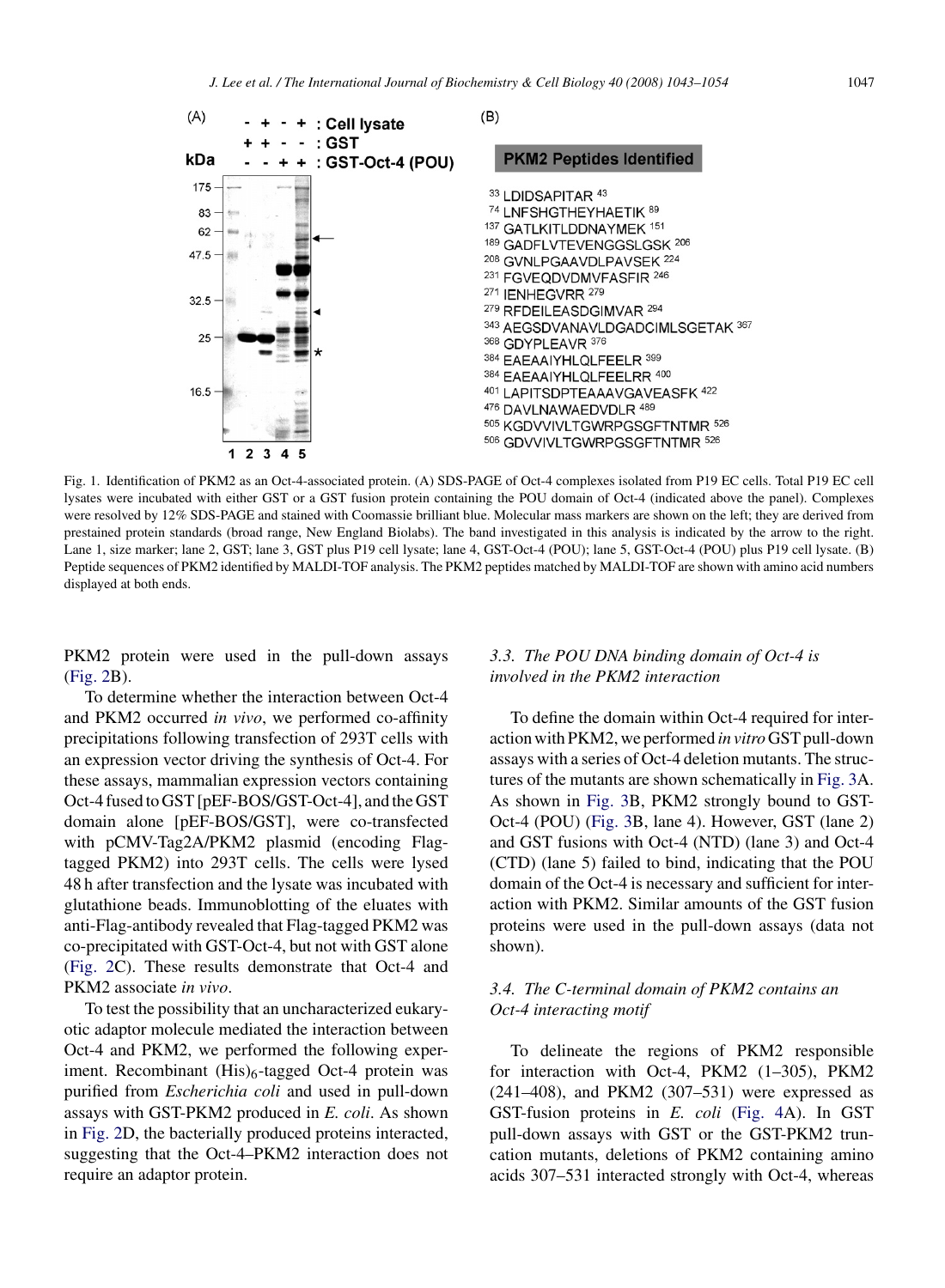(A)

| | | | | | |
|---|---|---|---|---|---|
| | - | + | - | + | : Cell lysate |
| | + | + | - | - | : GST |
| kDa | - | - | + | + | : GST-Oct-4 (POU) |

175, 83, 62, 47.5, 32.5, 25, 16.5

1 2 3 4 5

(B)

**PKM2 Peptides Identified**

[33] LDIDSAPITAR [43]
[74] LNFSHGTHEYHAETIK [89]
[137] GATLKITLDDNAYMEK [151]
[189] GADFLVTEVENGGSLGSK [206]
[208] GVNLPGAAVDLPAVSEK [224]
[231] FGVEQDVDMVFASFIR [246]
[271] IENHEGVRR [279]
[279] RFDEILEASDGIMVAR [294]
[343] AEGSDVANAVLDGADCIMLSGETAK [367]
[368] GDYPLEAVR [376]
[384] EAEAAIYHLQLFEELR [399]
[384] EAEAAIYHLQLFEELRR [400]
[401] LAPITSDPTEAAAVGAVEASFK [422]
[476] DAVLNAWAEDVDLR [489]
[505] KGDVVIVLTGWRPGSGFTNTMR [526]
[506] GDVVIVLTGWRPGSGFTNTMR [526]

Fig. 1. Identification of PKM2 as an Oct-4-associated protein. (A) SDS-PAGE of Oct-4 complexes isolated from P19 EC cells. Total P19 EC cell lysates were incubated with either GST or a GST fusion protein containing the POU domain of Oct-4 (indicated above the panel). Complexes were resolved by 12% SDS-PAGE and stained with Coomassie brilliant blue. Molecular mass markers are shown on the left; they are derived from prestained protein standards (broad range, New England Biolabs). The band investigated in this analysis is indicated by the arrow to the right. Lane 1, size marker; lane 2, GST; lane 3, GST plus P19 cell lysate; lane 4, GST-Oct-4 (POU); lane 5, GST-Oct-4 (POU) plus P19 cell lysate. (B) Peptide sequences of PKM2 identified by MALDI-TOF analysis. The PKM2 peptides matched by MALDI-TOF are shown with amino acid numbers displayed at both ends.

PKM2 protein were used in the pull-down assays (Fig. 2B).

To determine whether the interaction between Oct-4 and PKM2 occurred *in vivo*, we performed co-affinity precipitations following transfection of 293T cells with an expression vector driving the synthesis of Oct-4. For these assays, mammalian expression vectors containing Oct-4 fused to GST [pEF-BOS/GST-Oct-4], and the GST domain alone [pEF-BOS/GST], were co-transfected with pCMV-Tag2A/PKM2 plasmid (encoding Flag-tagged PKM2) into 293T cells. The cells were lysed 48 h after transfection and the lysate was incubated with glutathione beads. Immunoblotting of the eluates with anti-Flag-antibody revealed that Flag-tagged PKM2 was co-precipitated with GST-Oct-4, but not with GST alone (Fig. 2C). These results demonstrate that Oct-4 and PKM2 associate *in vivo*.

To test the possibility that an uncharacterized eukaryotic adaptor molecule mediated the interaction between Oct-4 and PKM2, we performed the following experiment. Recombinant $(His)_6$-tagged Oct-4 protein was purified from *Escherichia coli* and used in pull-down assays with GST-PKM2 produced in *E. coli*. As shown in Fig. 2D, the bacterially produced proteins interacted, suggesting that the Oct-4–PKM2 interaction does not require an adaptor protein.

### *3.3. The POU DNA binding domain of Oct-4 is involved in the PKM2 interaction*

To define the domain within Oct-4 required for interaction with PKM2, we performed *in vitro* GST pull-down assays with a series of Oct-4 deletion mutants. The structures of the mutants are shown schematically in Fig. 3A. As shown in Fig. 3B, PKM2 strongly bound to GST-Oct-4 (POU) (Fig. 3B, lane 4). However, GST (lane 2) and GST fusions with Oct-4 (NTD) (lane 3) and Oct-4 (CTD) (lane 5) failed to bind, indicating that the POU domain of the Oct-4 is necessary and sufficient for interaction with PKM2. Similar amounts of the GST fusion proteins were used in the pull-down assays (data not shown).

### *3.4. The C-terminal domain of PKM2 contains an Oct-4 interacting motif*

To delineate the regions of PKM2 responsible for interaction with Oct-4, PKM2 (1–305), PKM2 (241–408), and PKM2 (307–531) were expressed as GST-fusion proteins in *E. coli* (Fig. 4A). In GST pull-down assays with GST or the GST-PKM2 truncation mutants, deletions of PKM2 containing amino acids 307–531 interacted strongly with Oct-4, whereas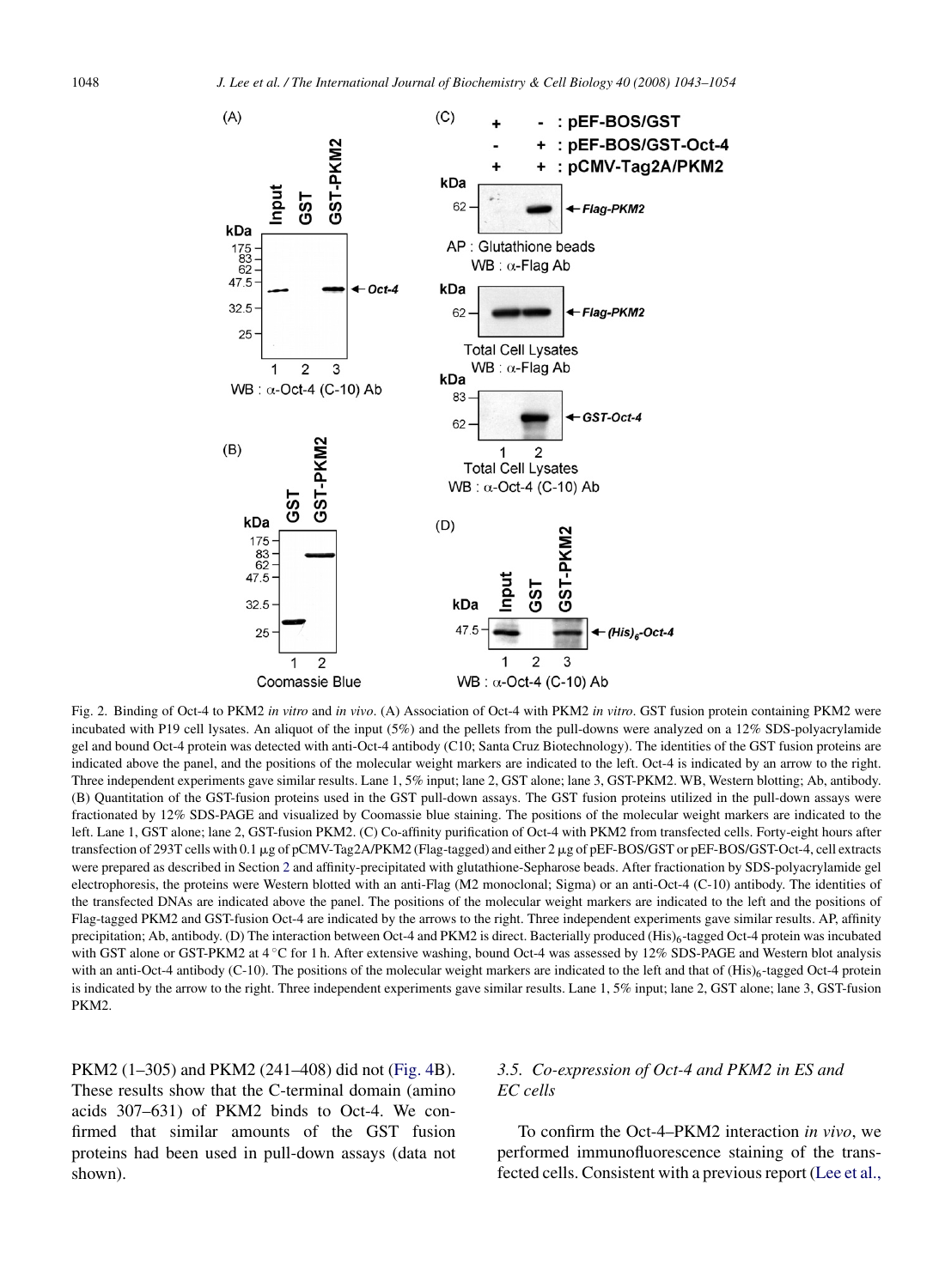Fig. 2. Binding of Oct-4 to PKM2 *in vitro* and *in vivo*. (A) Association of Oct-4 with PKM2 *in vitro*. GST fusion protein containing PKM2 were incubated with P19 cell lysates. An aliquot of the input (5%) and the pellets from the pull-downs were analyzed on a 12% SDS-polyacrylamide gel and bound Oct-4 protein was detected with anti-Oct-4 antibody (C10; Santa Cruz Biotechnology). The identities of the GST fusion proteins are indicated above the panel, and the positions of the molecular weight markers are indicated to the left. Oct-4 is indicated by an arrow to the right. Three independent experiments gave similar results. Lane 1, 5% input; lane 2, GST alone; lane 3, GST-PKM2. WB, Western blotting; Ab, antibody. (B) Quantitation of the GST-fusion proteins used in the GST pull-down assays. The GST fusion proteins utilized in the pull-down assays were fractionated by 12% SDS-PAGE and visualized by Coomassie blue staining. The positions of the molecular weight markers are indicated to the left. Lane 1, GST alone; lane 2, GST-fusion PKM2. (C) Co-affinity purification of Oct-4 with PKM2 from transfected cells. Forty-eight hours after transfection of 293T cells with 0.1 μg of pCMV-Tag2A/PKM2 (Flag-tagged) and either 2 μg of pEF-BOS/GST or pEF-BOS/GST-Oct-4, cell extracts were prepared as described in Section 2 and affinity-precipitated with glutathione-Sepharose beads. After fractionation by SDS-polyacrylamide gel electrophoresis, the proteins were Western blotted with an anti-Flag (M2 monoclonal; Sigma) or an anti-Oct-4 (C-10) antibody. The identities of the transfected DNAs are indicated above the panel. The positions of the molecular weight markers are indicated to the left and the positions of Flag-tagged PKM2 and GST-fusion Oct-4 are indicated by the arrows to the right. Three independent experiments gave similar results. AP, affinity precipitation; Ab, antibody. (D) The interaction between Oct-4 and PKM2 is direct. Bacterially produced $(His)_6$-tagged Oct-4 protein was incubated with GST alone or GST-PKM2 at 4 °C for 1 h. After extensive washing, bound Oct-4 was assessed by 12% SDS-PAGE and Western blot analysis with an anti-Oct-4 antibody (C-10). The positions of the molecular weight markers are indicated to the left and that of $(His)_6$-tagged Oct-4 protein is indicated by the arrow to the right. Three independent experiments gave similar results. Lane 1, 5% input; lane 2, GST alone; lane 3, GST-fusion PKM2.

PKM2 (1–305) and PKM2 (241–408) did not (Fig. 4B). These results show that the C-terminal domain (amino acids 307–631) of PKM2 binds to Oct-4. We confirmed that similar amounts of the GST fusion proteins had been used in pull-down assays (data not shown).

### 3.5. Co-expression of Oct-4 and PKM2 in ES and EC cells

To confirm the Oct-4–PKM2 interaction *in vivo*, we performed immunofluorescence staining of the transfected cells. Consistent with a previous report (Lee et al.,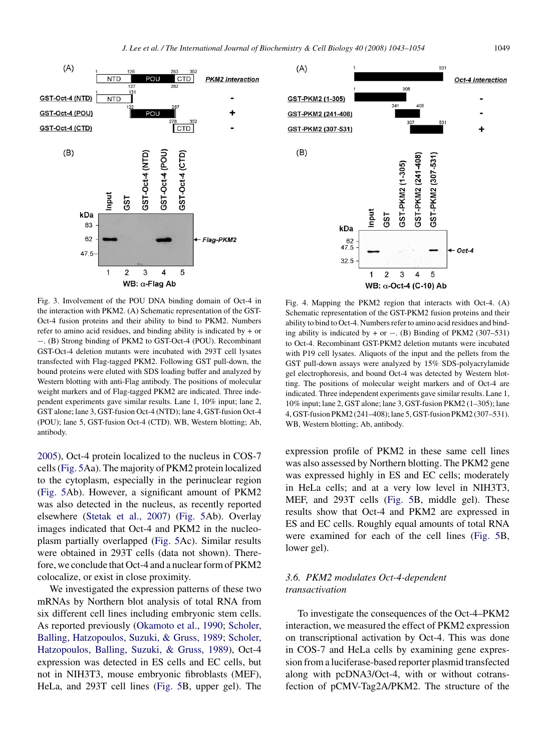Fig. 3. Involvement of the POU DNA binding domain of Oct-4 in the interaction with PKM2. (A) Schematic representation of the GST-Oct-4 fusion proteins and their ability to bind to PKM2. Numbers refer to amino acid residues, and binding ability is indicated by + or −. (B) Strong binding of PKM2 to GST-Oct-4 (POU). Recombinant GST-Oct-4 deletion mutants were incubated with 293T cell lysates transfected with Flag-tagged PKM2. Following GST pull-down, the bound proteins were eluted with SDS loading buffer and analyzed by Western blotting with anti-Flag antibody. The positions of molecular weight markers and of Flag-tagged PKM2 are indicated. Three independent experiments gave similar results. Lane 1, 10% input; lane 2, GST alone; lane 3, GST-fusion Oct-4 (NTD); lane 4, GST-fusion Oct-4 (POU); lane 5, GST-fusion Oct-4 (CTD). WB, Western blotting; Ab, antibody.

Fig. 4. Mapping the PKM2 region that interacts with Oct-4. (A) Schematic representation of the GST-PKM2 fusion proteins and their ability to bind to Oct-4. Numbers refer to amino acid residues and binding ability is indicated by + or −. (B) Binding of PKM2 (307–531) to Oct-4. Recombinant GST-PKM2 deletion mutants were incubated with P19 cell lysates. Aliquots of the input and the pellets from the GST pull-down assays were analyzed by 15% SDS-polyacrylamide gel electrophoresis, and bound Oct-4 was detected by Western blotting. The positions of molecular weight markers and of Oct-4 are indicated. Three independent experiments gave similar results. Lane 1, 10% input; lane 2, GST alone; lane 3, GST-fusion PKM2 (1–305); lane 4, GST-fusion PKM2 (241–408); lane 5, GST-fusion PKM2 (307–531). WB, Western blotting; Ab, antibody.

2005), Oct-4 protein localized to the nucleus in COS-7 cells (Fig. 5Aa). The majority of PKM2 protein localized to the cytoplasm, especially in the perinuclear region (Fig. 5Ab). However, a significant amount of PKM2 was also detected in the nucleus, as recently reported elsewhere (Stetak et al., 2007) (Fig. 5Ab). Overlay images indicated that Oct-4 and PKM2 in the nucleoplasm partially overlapped (Fig. 5Ac). Similar results were obtained in 293T cells (data not shown). Therefore, we conclude that Oct-4 and a nuclear form of PKM2 colocalize, or exist in close proximity.

We investigated the expression patterns of these two mRNAs by Northern blot analysis of total RNA from six different cell lines including embryonic stem cells. As reported previously (Okamoto et al., 1990; Scholer, Balling, Hatzopoulos, Suzuki, & Gruss, 1989; Scholer, Hatzopoulos, Balling, Suzuki, & Gruss, 1989), Oct-4 expression was detected in ES cells and EC cells, but not in NIH3T3, mouse embryonic fibroblasts (MEF), HeLa, and 293T cell lines (Fig. 5B, upper gel). The expression profile of PKM2 in these same cell lines was also assessed by Northern blotting. The PKM2 gene was expressed highly in ES and EC cells; moderately in HeLa cells; and at a very low level in NIH3T3, MEF, and 293T cells (Fig. 5B, middle gel). These results show that Oct-4 and PKM2 are expressed in ES and EC cells. Roughly equal amounts of total RNA were examined for each of the cell lines (Fig. 5B, lower gel).

### 3.6. PKM2 modulates Oct-4-dependent transactivation

To investigate the consequences of the Oct-4–PKM2 interaction, we measured the effect of PKM2 expression on transcriptional activation by Oct-4. This was done in COS-7 and HeLa cells by examining gene expression from a luciferase-based reporter plasmid transfected along with pcDNA3/Oct-4, with or without cotransfection of pCMV-Tag2A/PKM2. The structure of the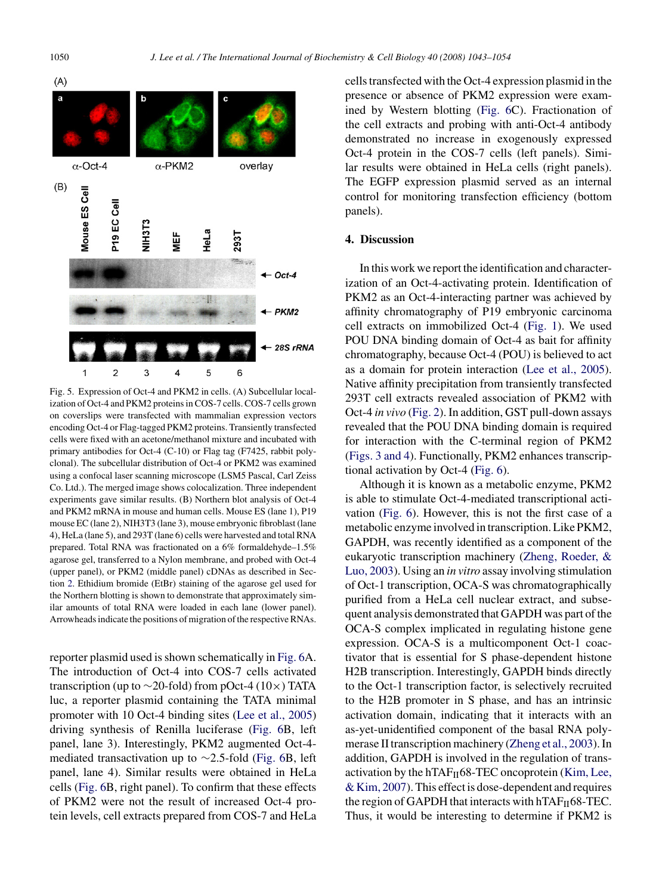Fig. 5. Expression of Oct-4 and PKM2 in cells. (A) Subcellular localization of Oct-4 and PKM2 proteins in COS-7 cells. COS-7 cells grown on coverslips were transfected with mammalian expression vectors encoding Oct-4 or Flag-tagged PKM2 proteins. Transiently transfected cells were fixed with an acetone/methanol mixture and incubated with primary antibodies for Oct-4 (C-10) or Flag tag (F7425, rabbit polyclonal). The subcellular distribution of Oct-4 or PKM2 was examined using a confocal laser scanning microscope (LSM5 Pascal, Carl Zeiss Co. Ltd.). The merged image shows colocalization. Three independent experiments gave similar results. (B) Northern blot analysis of Oct-4 and PKM2 mRNA in mouse and human cells. Mouse ES (lane 1), P19 mouse EC (lane 2), NIH3T3 (lane 3), mouse embryonic fibroblast (lane 4), HeLa (lane 5), and 293T (lane 6) cells were harvested and total RNA prepared. Total RNA was fractionated on a 6% formaldehyde–1.5% agarose gel, transferred to a Nylon membrane, and probed with Oct-4 (upper panel), or PKM2 (middle panel) cDNAs as described in Section 2. Ethidium bromide (EtBr) staining of the agarose gel used for the Northern blotting is shown to demonstrate that approximately similar amounts of total RNA were loaded in each lane (lower panel). Arrowheads indicate the positions of migration of the respective RNAs.

reporter plasmid used is shown schematically in Fig. 6A. The introduction of Oct-4 into COS-7 cells activated transcription (up to ~20-fold) from pOct-4 (10×) TATA luc, a reporter plasmid containing the TATA minimal promoter with 10 Oct-4 binding sites (Lee et al., 2005) driving synthesis of Renilla luciferase (Fig. 6B, left panel, lane 3). Interestingly, PKM2 augmented Oct-4-mediated transactivation up to ~2.5-fold (Fig. 6B, left panel, lane 4). Similar results were obtained in HeLa cells (Fig. 6B, right panel). To confirm that these effects of PKM2 were not the result of increased Oct-4 protein levels, cell extracts prepared from COS-7 and HeLa cells transfected with the Oct-4 expression plasmid in the presence or absence of PKM2 expression were examined by Western blotting (Fig. 6C). Fractionation of the cell extracts and probing with anti-Oct-4 antibody demonstrated no increase in exogenously expressed Oct-4 protein in the COS-7 cells (left panels). Similar results were obtained in HeLa cells (right panels). The EGFP expression plasmid served as an internal control for monitoring transfection efficiency (bottom panels).

## 4. Discussion

In this work we report the identification and characterization of an Oct-4-activating protein. Identification of PKM2 as an Oct-4-interacting partner was achieved by affinity chromatography of P19 embryonic carcinoma cell extracts on immobilized Oct-4 (Fig. 1). We used POU DNA binding domain of Oct-4 as bait for affinity chromatography, because Oct-4 (POU) is believed to act as a domain for protein interaction (Lee et al., 2005). Native affinity precipitation from transiently transfected 293T cell extracts revealed association of PKM2 with Oct-4 *in vivo* (Fig. 2). In addition, GST pull-down assays revealed that the POU DNA binding domain is required for interaction with the C-terminal region of PKM2 (Figs. 3 and 4). Functionally, PKM2 enhances transcriptional activation by Oct-4 (Fig. 6).

Although it is known as a metabolic enzyme, PKM2 is able to stimulate Oct-4-mediated transcriptional activation (Fig. 6). However, this is not the first case of a metabolic enzyme involved in transcription. Like PKM2, GAPDH, was recently identified as a component of the eukaryotic transcription machinery (Zheng, Roeder, & Luo, 2003). Using an *in vitro* assay involving stimulation of Oct-1 transcription, OCA-S was chromatographically purified from a HeLa cell nuclear extract, and subsequent analysis demonstrated that GAPDH was part of the OCA-S complex implicated in regulating histone gene expression. OCA-S is a multicomponent Oct-1 coactivator that is essential for S phase-dependent histone H2B transcription. Interestingly, GAPDH binds directly to the Oct-1 transcription factor, is selectively recruited to the H2B promoter in S phase, and has an intrinsic activation domain, indicating that it interacts with an as-yet-unidentified component of the basal RNA polymerase II transcription machinery (Zheng et al., 2003). In addition, GAPDH is involved in the regulation of transactivation by the $hTAF_{II}68$-TEC oncoprotein (Kim, Lee, & Kim, 2007). This effect is dose-dependent and requires the region of GAPDH that interacts with $hTAF_{II}68$-TEC. Thus, it would be interesting to determine if PKM2 is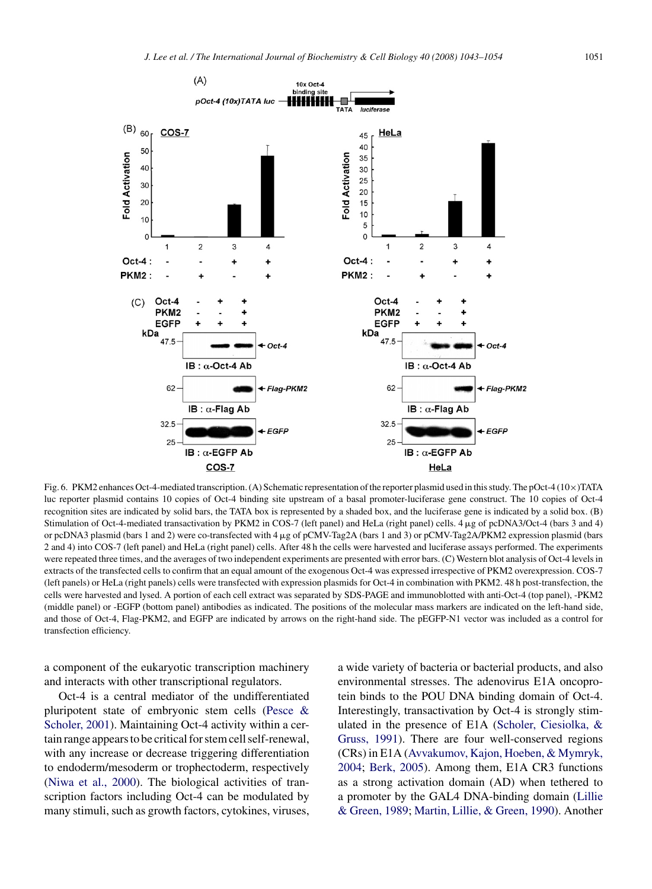Fig. 6. PKM2 enhances Oct-4-mediated transcription. (A) Schematic representation of the reporter plasmid used in this study. The pOct-4 (10×)TATA luc reporter plasmid contains 10 copies of Oct-4 binding site upstream of a basal promoter-luciferase gene construct. The 10 copies of Oct-4 recognition sites are indicated by solid bars, the TATA box is represented by a shaded box, and the luciferase gene is indicated by a solid box. (B) Stimulation of Oct-4-mediated transactivation by PKM2 in COS-7 (left panel) and HeLa (right panel) cells. 4 μg of pcDNA3/Oct-4 (bars 3 and 4) or pcDNA3 plasmid (bars 1 and 2) were co-transfected with 4 μg of pCMV-Tag2A (bars 1 and 3) or pCMV-Tag2A/PKM2 expression plasmid (bars 2 and 4) into COS-7 (left panel) and HeLa (right panel) cells. After 48 h the cells were harvested and luciferase assays performed. The experiments were repeated three times, and the averages of two independent experiments are presented with error bars. (C) Western blot analysis of Oct-4 levels in extracts of the transfected cells to confirm that an equal amount of the exogenous Oct-4 was expressed irrespective of PKM2 overexpression. COS-7 (left panels) or HeLa (right panels) cells were transfected with expression plasmids for Oct-4 in combination with PKM2. 48 h post-transfection, the cells were harvested and lysed. A portion of each cell extract was separated by SDS-PAGE and immunoblotted with anti-Oct-4 (top panel), -PKM2 (middle panel) or -EGFP (bottom panel) antibodies as indicated. The positions of the molecular mass markers are indicated on the left-hand side, and those of Oct-4, Flag-PKM2, and EGFP are indicated by arrows on the right-hand side. The pEGFP-N1 vector was included as a control for transfection efficiency.

a component of the eukaryotic transcription machinery and interacts with other transcriptional regulators.

Oct-4 is a central mediator of the undifferentiated pluripotent state of embryonic stem cells (Pesce & Scholer, 2001). Maintaining Oct-4 activity within a certain range appears to be critical for stem cell self-renewal, with any increase or decrease triggering differentiation to endoderm/mesoderm or trophectoderm, respectively (Niwa et al., 2000). The biological activities of transcription factors including Oct-4 can be modulated by many stimuli, such as growth factors, cytokines, viruses, a wide variety of bacteria or bacterial products, and also environmental stresses. The adenovirus E1A oncoprotein binds to the POU DNA binding domain of Oct-4. Interestingly, transactivation by Oct-4 is strongly stimulated in the presence of E1A (Scholer, Ciesiolka, & Gruss, 1991). There are four well-conserved regions (CRs) in E1A (Avvakumov, Kajon, Hoeben, & Mymryk, 2004; Berk, 2005). Among them, E1A CR3 functions as a strong activation domain (AD) when tethered to a promoter by the GAL4 DNA-binding domain (Lillie & Green, 1989; Martin, Lillie, & Green, 1990). Another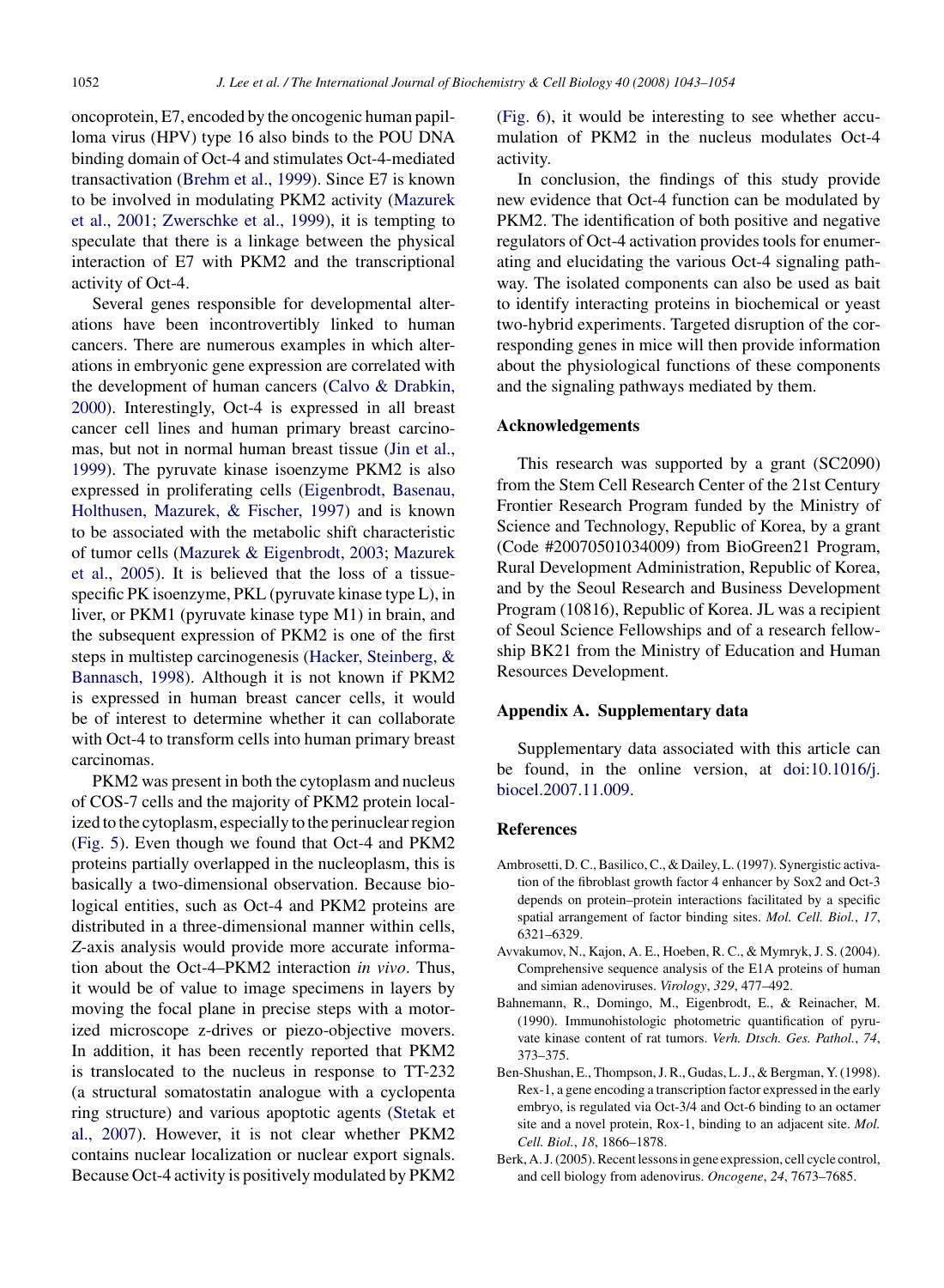oncoprotein, E7, encoded by the oncogenic human papilloma virus (HPV) type 16 also binds to the POU DNA binding domain of Oct-4 and stimulates Oct-4-mediated transactivation (Brehm et al., 1999). Since E7 is known to be involved in modulating PKM2 activity (Mazurek et al., 2001; Zwerschke et al., 1999), it is tempting to speculate that there is a linkage between the physical interaction of E7 with PKM2 and the transcriptional activity of Oct-4.

Several genes responsible for developmental alterations have been incontrovertibly linked to human cancers. There are numerous examples in which alterations in embryonic gene expression are correlated with the development of human cancers (Calvo & Drabkin, 2000). Interestingly, Oct-4 is expressed in all breast cancer cell lines and human primary breast carcinomas, but not in normal human breast tissue (Jin et al., 1999). The pyruvate kinase isoenzyme PKM2 is also expressed in proliferating cells (Eigenbrodt, Basenau, Holthusen, Mazurek, & Fischer, 1997) and is known to be associated with the metabolic shift characteristic of tumor cells (Mazurek & Eigenbrodt, 2003; Mazurek et al., 2005). It is believed that the loss of a tissue-specific PK isoenzyme, PKL (pyruvate kinase type L), in liver, or PKM1 (pyruvate kinase type M1) in brain, and the subsequent expression of PKM2 is one of the first steps in multistep carcinogenesis (Hacker, Steinberg, & Bannasch, 1998). Although it is not known if PKM2 is expressed in human breast cancer cells, it would be of interest to determine whether it can collaborate with Oct-4 to transform cells into human primary breast carcinomas.

PKM2 was present in both the cytoplasm and nucleus of COS-7 cells and the majority of PKM2 protein localized to the cytoplasm, especially to the perinuclear region (Fig. 5). Even though we found that Oct-4 and PKM2 proteins partially overlapped in the nucleoplasm, this is basically a two-dimensional observation. Because biological entities, such as Oct-4 and PKM2 proteins are distributed in a three-dimensional manner within cells, *Z*-axis analysis would provide more accurate information about the Oct-4–PKM2 interaction *in vivo*. Thus, it would be of value to image specimens in layers by moving the focal plane in precise steps with a motorized microscope z-drives or piezo-objective movers. In addition, it has been recently reported that PKM2 is translocated to the nucleus in response to TT-232 (a structural somatostatin analogue with a cyclopenta ring structure) and various apoptotic agents (Stetak et al., 2007). However, it is not clear whether PKM2 contains nuclear localization or nuclear export signals. Because Oct-4 activity is positively modulated by PKM2 (Fig. 6), it would be interesting to see whether accumulation of PKM2 in the nucleus modulates Oct-4 activity.

In conclusion, the findings of this study provide new evidence that Oct-4 function can be modulated by PKM2. The identification of both positive and negative regulators of Oct-4 activation provides tools for enumerating and elucidating the various Oct-4 signaling pathway. The isolated components can also be used as bait to identify interacting proteins in biochemical or yeast two-hybrid experiments. Targeted disruption of the corresponding genes in mice will then provide information about the physiological functions of these components and the signaling pathways mediated by them.

## Acknowledgements

This research was supported by a grant (SC2090) from the Stem Cell Research Center of the 21st Century Frontier Research Program funded by the Ministry of Science and Technology, Republic of Korea, by a grant (Code #20070501034009) from BioGreen21 Program, Rural Development Administration, Republic of Korea, and by the Seoul Research and Business Development Program (10816), Republic of Korea. JL was a recipient of Seoul Science Fellowships and of a research fellowship BK21 from the Ministry of Education and Human Resources Development.

## Appendix A. Supplementary data

Supplementary data associated with this article can be found, in the online version, at doi:10.1016/j.biocel.2007.11.009.

## References

Ambrosetti, D. C., Basilico, C., & Dailey, L. (1997). Synergistic activation of the fibroblast growth factor 4 enhancer by Sox2 and Oct-3 depends on protein–protein interactions facilitated by a specific spatial arrangement of factor binding sites. *Mol. Cell. Biol.*, *17*, 6321–6329.

Avvakumov, N., Kajon, A. E., Hoeben, R. C., & Mymryk, J. S. (2004). Comprehensive sequence analysis of the E1A proteins of human and simian adenoviruses. *Virology*, *329*, 477–492.

Bahnemann, R., Domingo, M., Eigenbrodt, E., & Reinacher, M. (1990). Immunohistologic photometric quantification of pyruvate kinase content of rat tumors. *Verh. Dtsch. Ges. Pathol.*, *74*, 373–375.

Ben-Shushan, E., Thompson, J. R., Gudas, L. J., & Bergman, Y. (1998). Rex-1, a gene encoding a transcription factor expressed in the early embryo, is regulated via Oct-3/4 and Oct-6 binding to an octamer site and a novel protein, Rox-1, binding to an adjacent site. *Mol. Cell. Biol.*, *18*, 1866–1878.

Berk, A. J. (2005). Recent lessons in gene expression, cell cycle control, and cell biology from adenovirus. *Oncogene*, *24*, 7673–7685.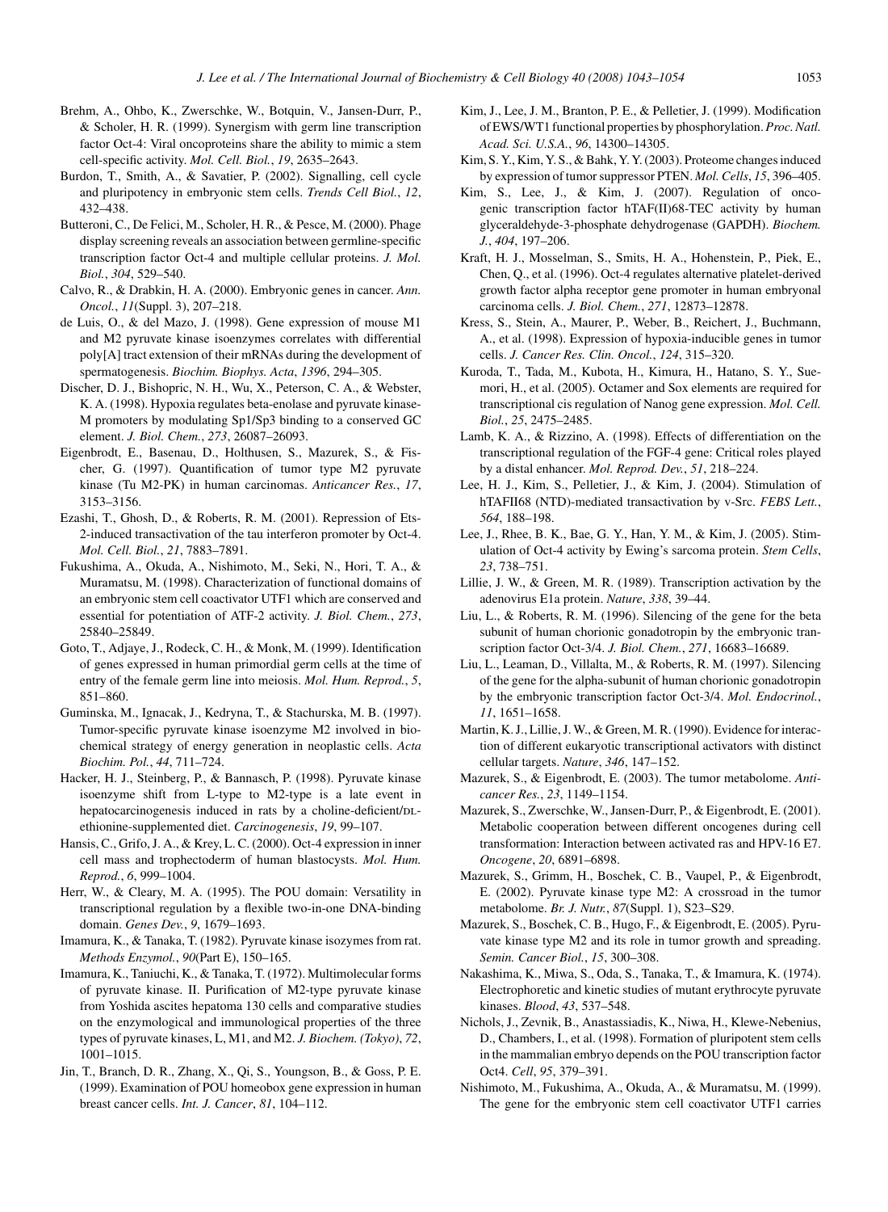Brehm, A., Ohbo, K., Zwerschke, W., Botquin, V., Jansen-Durr, P., & Scholer, H. R. (1999). Synergism with germ line transcription factor Oct-4: Viral oncoproteins share the ability to mimic a stem cell-specific activity. *Mol. Cell. Biol.*, *19*, 2635–2643.

Burdon, T., Smith, A., & Savatier, P. (2002). Signalling, cell cycle and pluripotency in embryonic stem cells. *Trends Cell Biol.*, *12*, 432–438.

Butteroni, C., De Felici, M., Scholer, H. R., & Pesce, M. (2000). Phage display screening reveals an association between germline-specific transcription factor Oct-4 and multiple cellular proteins. *J. Mol. Biol.*, *304*, 529–540.

Calvo, R., & Drabkin, H. A. (2000). Embryonic genes in cancer. *Ann. Oncol.*, *11*(Suppl. 3), 207–218.

de Luis, O., & del Mazo, J. (1998). Gene expression of mouse M1 and M2 pyruvate kinase isoenzymes correlates with differential poly[A] tract extension of their mRNAs during the development of spermatogenesis. *Biochim. Biophys. Acta*, *1396*, 294–305.

Discher, D. J., Bishopric, N. H., Wu, X., Peterson, C. A., & Webster, K. A. (1998). Hypoxia regulates beta-enolase and pyruvate kinase-M promoters by modulating Sp1/Sp3 binding to a conserved GC element. *J. Biol. Chem.*, *273*, 26087–26093.

Eigenbrodt, E., Basenau, D., Holthusen, S., Mazurek, S., & Fischer, G. (1997). Quantification of tumor type M2 pyruvate kinase (Tu M2-PK) in human carcinomas. *Anticancer Res.*, *17*, 3153–3156.

Ezashi, T., Ghosh, D., & Roberts, R. M. (2001). Repression of Ets-2-induced transactivation of the tau interferon promoter by Oct-4. *Mol. Cell. Biol.*, *21*, 7883–7891.

Fukushima, A., Okuda, A., Nishimoto, M., Seki, N., Hori, T. A., & Muramatsu, M. (1998). Characterization of functional domains of an embryonic stem cell coactivator UTF1 which are conserved and essential for potentiation of ATF-2 activity. *J. Biol. Chem.*, *273*, 25840–25849.

Goto, T., Adjaye, J., Rodeck, C. H., & Monk, M. (1999). Identification of genes expressed in human primordial germ cells at the time of entry of the female germ line into meiosis. *Mol. Hum. Reprod.*, *5*, 851–860.

Guminska, M., Ignacak, J., Kedryna, T., & Stachurska, M. B. (1997). Tumor-specific pyruvate kinase isoenzyme M2 involved in biochemical strategy of energy generation in neoplastic cells. *Acta Biochim. Pol.*, *44*, 711–724.

Hacker, H. J., Steinberg, P., & Bannasch, P. (1998). Pyruvate kinase isoenzyme shift from L-type to M2-type is a late event in hepatocarcinogenesis induced in rats by a choline-deficient/DL-ethionine-supplemented diet. *Carcinogenesis*, *19*, 99–107.

Hansis, C., Grifo, J. A., & Krey, L. C. (2000). Oct-4 expression in inner cell mass and trophectoderm of human blastocysts. *Mol. Hum. Reprod.*, *6*, 999–1004.

Herr, W., & Cleary, M. A. (1995). The POU domain: Versatility in transcriptional regulation by a flexible two-in-one DNA-binding domain. *Genes Dev.*, *9*, 1679–1693.

Imamura, K., & Tanaka, T. (1982). Pyruvate kinase isozymes from rat. *Methods Enzymol.*, *90*(Part E), 150–165.

Imamura, K., Taniuchi, K., & Tanaka, T. (1972). Multimolecular forms of pyruvate kinase. II. Purification of M2-type pyruvate kinase from Yoshida ascites hepatoma 130 cells and comparative studies on the enzymological and immunological properties of the three types of pyruvate kinases, L, M1, and M2. *J. Biochem. (Tokyo)*, *72*, 1001–1015.

Jin, T., Branch, D. R., Zhang, X., Qi, S., Youngson, B., & Goss, P. E. (1999). Examination of POU homeobox gene expression in human breast cancer cells. *Int. J. Cancer*, *81*, 104–112.

Kim, J., Lee, J. M., Branton, P. E., & Pelletier, J. (1999). Modification of EWS/WT1 functional properties by phosphorylation. *Proc. Natl. Acad. Sci. U.S.A.*, *96*, 14300–14305.

Kim, S. Y., Kim, Y. S., & Bahk, Y. Y. (2003). Proteome changes induced by expression of tumor suppressor PTEN. *Mol. Cells*, *15*, 396–405.

Kim, S., Lee, J., & Kim, J. (2007). Regulation of oncogenic transcription factor hTAF(II)68-TEC activity by human glyceraldehyde-3-phosphate dehydrogenase (GAPDH). *Biochem. J.*, *404*, 197–206.

Kraft, H. J., Mosselman, S., Smits, H. A., Hohenstein, P., Piek, E., Chen, Q., et al. (1996). Oct-4 regulates alternative platelet-derived growth factor alpha receptor gene promoter in human embryonal carcinoma cells. *J. Biol. Chem.*, *271*, 12873–12878.

Kress, S., Stein, A., Maurer, P., Weber, B., Reichert, J., Buchmann, A., et al. (1998). Expression of hypoxia-inducible genes in tumor cells. *J. Cancer Res. Clin. Oncol.*, *124*, 315–320.

Kuroda, T., Tada, M., Kubota, H., Kimura, H., Hatano, S. Y., Suemori, H., et al. (2005). Octamer and Sox elements are required for transcriptional cis regulation of Nanog gene expression. *Mol. Cell. Biol.*, *25*, 2475–2485.

Lamb, K. A., & Rizzino, A. (1998). Effects of differentiation on the transcriptional regulation of the FGF-4 gene: Critical roles played by a distal enhancer. *Mol. Reprod. Dev.*, *51*, 218–224.

Lee, H. J., Kim, S., Pelletier, J., & Kim, J. (2004). Stimulation of hTAFII68 (NTD)-mediated transactivation by v-Src. *FEBS Lett.*, *564*, 188–198.

Lee, J., Rhee, B. K., Bae, G. Y., Han, Y. M., & Kim, J. (2005). Stimulation of Oct-4 activity by Ewing's sarcoma protein. *Stem Cells*, *23*, 738–751.

Lillie, J. W., & Green, M. R. (1989). Transcription activation by the adenovirus E1a protein. *Nature*, *338*, 39–44.

Liu, L., & Roberts, R. M. (1996). Silencing of the gene for the beta subunit of human chorionic gonadotropin by the embryonic transcription factor Oct-3/4. *J. Biol. Chem.*, *271*, 16683–16689.

Liu, L., Leaman, D., Villalta, M., & Roberts, R. M. (1997). Silencing of the gene for the alpha-subunit of human chorionic gonadotropin by the embryonic transcription factor Oct-3/4. *Mol. Endocrinol.*, *11*, 1651–1658.

Martin, K. J., Lillie, J. W., & Green, M. R. (1990). Evidence for interaction of different eukaryotic transcriptional activators with distinct cellular targets. *Nature*, *346*, 147–152.

Mazurek, S., & Eigenbrodt, E. (2003). The tumor metabolome. *Anticancer Res.*, *23*, 1149–1154.

Mazurek, S., Zwerschke, W., Jansen-Durr, P., & Eigenbrodt, E. (2001). Metabolic cooperation between different oncogenes during cell transformation: Interaction between activated ras and HPV-16 E7. *Oncogene*, *20*, 6891–6898.

Mazurek, S., Grimm, H., Boschek, C. B., Vaupel, P., & Eigenbrodt, E. (2002). Pyruvate kinase type M2: A crossroad in the tumor metabolome. *Br. J. Nutr.*, *87*(Suppl. 1), S23–S29.

Mazurek, S., Boschek, C. B., Hugo, F., & Eigenbrodt, E. (2005). Pyruvate kinase type M2 and its role in tumor growth and spreading. *Semin. Cancer Biol.*, *15*, 300–308.

Nakashima, K., Miwa, S., Oda, S., Tanaka, T., & Imamura, K. (1974). Electrophoretic and kinetic studies of mutant erythrocyte pyruvate kinases. *Blood*, *43*, 537–548.

Nichols, J., Zevnik, B., Anastassiadis, K., Niwa, H., Klewe-Nebenius, D., Chambers, I., et al. (1998). Formation of pluripotent stem cells in the mammalian embryo depends on the POU transcription factor Oct4. *Cell*, *95*, 379–391.

Nishimoto, M., Fukushima, A., Okuda, A., & Muramatsu, M. (1999). The gene for the embryonic stem cell coactivator UTF1 carries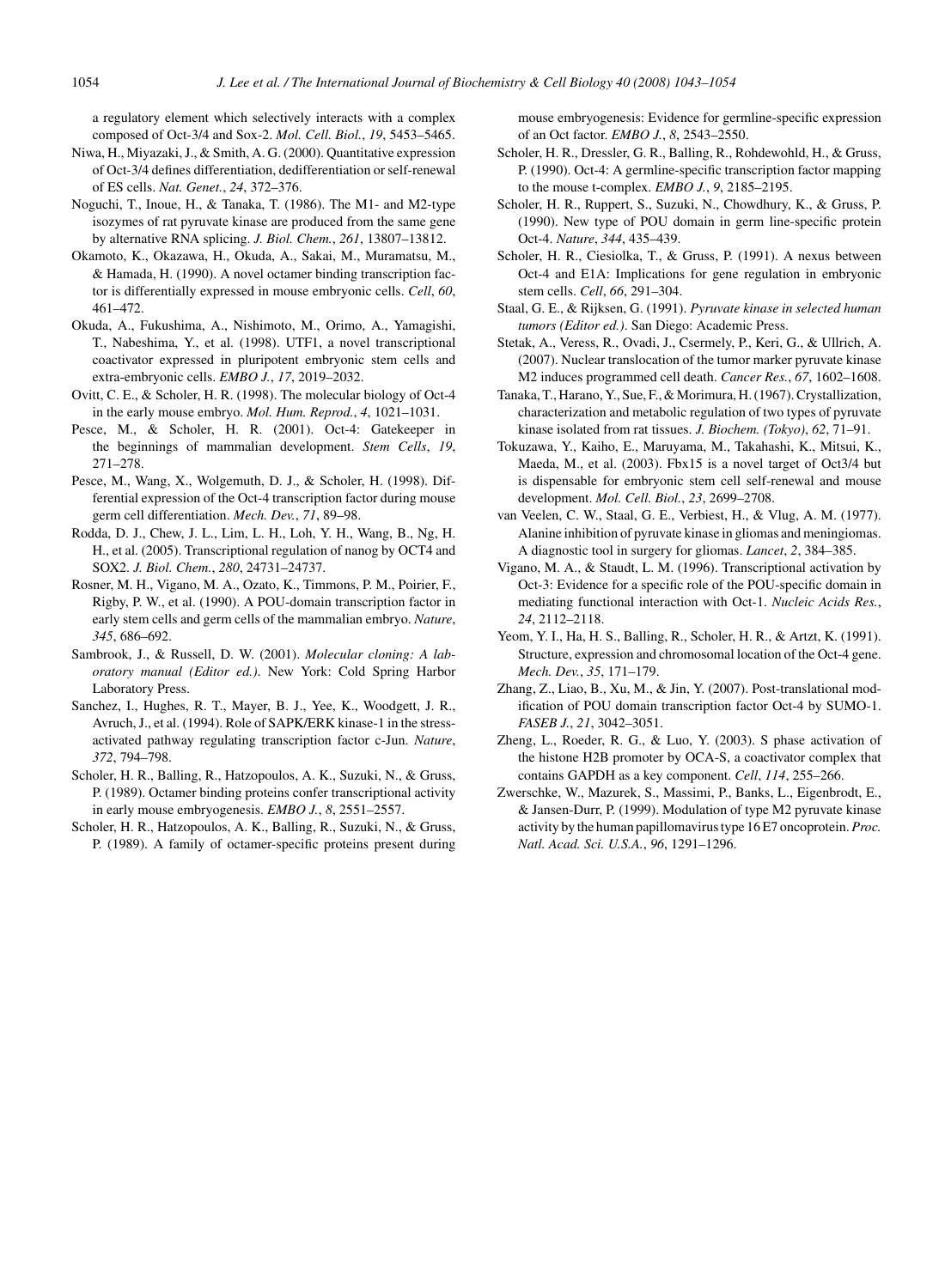a regulatory element which selectively interacts with a complex composed of Oct-3/4 and Sox-2. *Mol. Cell. Biol.*, *19*, 5453–5465.

Niwa, H., Miyazaki, J., & Smith, A. G. (2000). Quantitative expression of Oct-3/4 defines differentiation, dedifferentiation or self-renewal of ES cells. *Nat. Genet.*, *24*, 372–376.

Noguchi, T., Inoue, H., & Tanaka, T. (1986). The M1- and M2-type isozymes of rat pyruvate kinase are produced from the same gene by alternative RNA splicing. *J. Biol. Chem.*, *261*, 13807–13812.

Okamoto, K., Okazawa, H., Okuda, A., Sakai, M., Muramatsu, M., & Hamada, H. (1990). A novel octamer binding transcription factor is differentially expressed in mouse embryonic cells. *Cell*, *60*, 461–472.

Okuda, A., Fukushima, A., Nishimoto, M., Orimo, A., Yamagishi, T., Nabeshima, Y., et al. (1998). UTF1, a novel transcriptional coactivator expressed in pluripotent embryonic stem cells and extra-embryonic cells. *EMBO J.*, *17*, 2019–2032.

Ovitt, C. E., & Scholer, H. R. (1998). The molecular biology of Oct-4 in the early mouse embryo. *Mol. Hum. Reprod.*, *4*, 1021–1031.

Pesce, M., & Scholer, H. R. (2001). Oct-4: Gatekeeper in the beginnings of mammalian development. *Stem Cells*, *19*, 271–278.

Pesce, M., Wang, X., Wolgemuth, D. J., & Scholer, H. (1998). Differential expression of the Oct-4 transcription factor during mouse germ cell differentiation. *Mech. Dev.*, *71*, 89–98.

Rodda, D. J., Chew, J. L., Lim, L. H., Loh, Y. H., Wang, B., Ng, H. H., et al. (2005). Transcriptional regulation of nanog by OCT4 and SOX2. *J. Biol. Chem.*, *280*, 24731–24737.

Rosner, M. H., Vigano, M. A., Ozato, K., Timmons, P. M., Poirier, F., Rigby, P. W., et al. (1990). A POU-domain transcription factor in early stem cells and germ cells of the mammalian embryo. *Nature*, *345*, 686–692.

Sambrook, J., & Russell, D. W. (2001). *Molecular cloning: A laboratory manual (Editor ed.)*. New York: Cold Spring Harbor Laboratory Press.

Sanchez, I., Hughes, R. T., Mayer, B. J., Yee, K., Woodgett, J. R., Avruch, J., et al. (1994). Role of SAPK/ERK kinase-1 in the stress-activated pathway regulating transcription factor c-Jun. *Nature*, *372*, 794–798.

Scholer, H. R., Balling, R., Hatzopoulos, A. K., Suzuki, N., & Gruss, P. (1989). Octamer binding proteins confer transcriptional activity in early mouse embryogenesis. *EMBO J.*, *8*, 2551–2557.

Scholer, H. R., Hatzopoulos, A. K., Balling, R., Suzuki, N., & Gruss, P. (1989). A family of octamer-specific proteins present during mouse embryogenesis: Evidence for germline-specific expression of an Oct factor. *EMBO J.*, *8*, 2543–2550.

Scholer, H. R., Dressler, G. R., Balling, R., Rohdewohld, H., & Gruss, P. (1990). Oct-4: A germline-specific transcription factor mapping to the mouse t-complex. *EMBO J.*, *9*, 2185–2195.

Scholer, H. R., Ruppert, S., Suzuki, N., Chowdhury, K., & Gruss, P. (1990). New type of POU domain in germ line-specific protein Oct-4. *Nature*, *344*, 435–439.

Scholer, H. R., Ciesiolka, T., & Gruss, P. (1991). A nexus between Oct-4 and E1A: Implications for gene regulation in embryonic stem cells. *Cell*, *66*, 291–304.

Staal, G. E., & Rijksen, G. (1991). *Pyruvate kinase in selected human tumors (Editor ed.)*. San Diego: Academic Press.

Stetak, A., Veress, R., Ovadi, J., Csermely, P., Keri, G., & Ullrich, A. (2007). Nuclear translocation of the tumor marker pyruvate kinase M2 induces programmed cell death. *Cancer Res.*, *67*, 1602–1608.

Tanaka, T., Harano, Y., Sue, F., & Morimura, H. (1967). Crystallization, characterization and metabolic regulation of two types of pyruvate kinase isolated from rat tissues. *J. Biochem. (Tokyo)*, *62*, 71–91.

Tokuzawa, Y., Kaiho, E., Maruyama, M., Takahashi, K., Mitsui, K., Maeda, M., et al. (2003). Fbx15 is a novel target of Oct3/4 but is dispensable for embryonic stem cell self-renewal and mouse development. *Mol. Cell. Biol.*, *23*, 2699–2708.

van Veelen, C. W., Staal, G. E., Verbiest, H., & Vlug, A. M. (1977). Alanine inhibition of pyruvate kinase in gliomas and meningiomas. A diagnostic tool in surgery for gliomas. *Lancet*, *2*, 384–385.

Vigano, M. A., & Staudt, L. M. (1996). Transcriptional activation by Oct-3: Evidence for a specific role of the POU-specific domain in mediating functional interaction with Oct-1. *Nucleic Acids Res.*, *24*, 2112–2118.

Yeom, Y. I., Ha, H. S., Balling, R., Scholer, H. R., & Artzt, K. (1991). Structure, expression and chromosomal location of the Oct-4 gene. *Mech. Dev.*, *35*, 171–179.

Zhang, Z., Liao, B., Xu, M., & Jin, Y. (2007). Post-translational modification of POU domain transcription factor Oct-4 by SUMO-1. *FASEB J.*, *21*, 3042–3051.

Zheng, L., Roeder, R. G., & Luo, Y. (2003). S phase activation of the histone H2B promoter by OCA-S, a coactivator complex that contains GAPDH as a key component. *Cell*, *114*, 255–266.

Zwerschke, W., Mazurek, S., Massimi, P., Banks, L., Eigenbrodt, E., & Jansen-Durr, P. (1999). Modulation of type M2 pyruvate kinase activity by the human papillomavirus type 16 E7 oncoprotein. *Proc. Natl. Acad. Sci. U.S.A.*, *96*, 1291–1296.